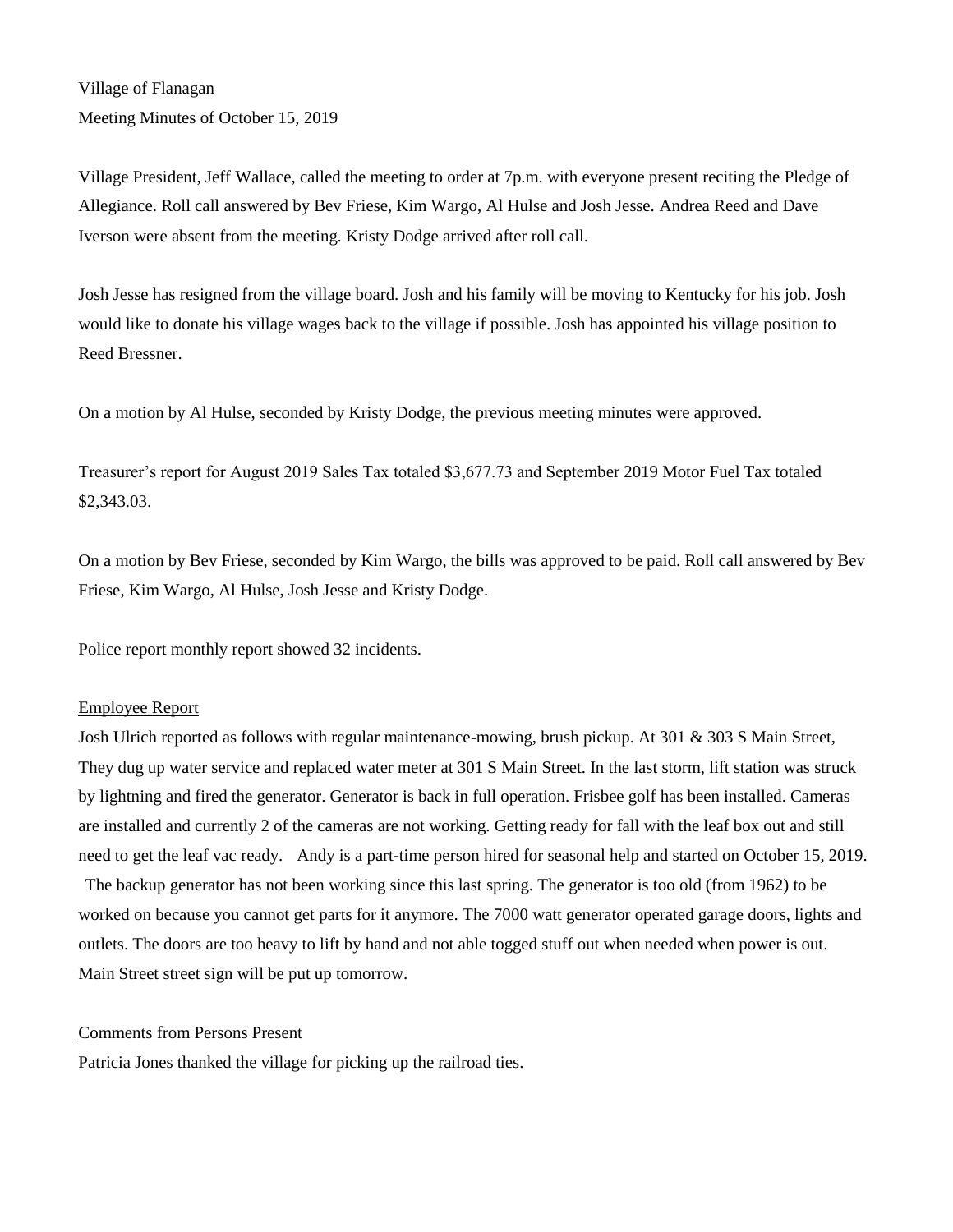Village of Flanagan
Meeting Minutes of October 15, 2019

Village President, Jeff Wallace, called the meeting to order at 7p.m. with everyone present reciting the Pledge of Allegiance. Roll call answered by Bev Friese, Kim Wargo, Al Hulse and Josh Jesse. Andrea Reed and Dave Iverson were absent from the meeting. Kristy Dodge arrived after roll call.

Josh Jesse has resigned from the village board. Josh and his family will be moving to Kentucky for his job. Josh would like to donate his village wages back to the village if possible. Josh has appointed his village position to Reed Bressner.

On a motion by Al Hulse, seconded by Kristy Dodge, the previous meeting minutes were approved.

Treasurer's report for August 2019 Sales Tax totaled $3,677.73 and September 2019 Motor Fuel Tax totaled $2,343.03.

On a motion by Bev Friese, seconded by Kim Wargo, the bills was approved to be paid. Roll call answered by Bev Friese, Kim Wargo, Al Hulse, Josh Jesse and Kristy Dodge.

Police report monthly report showed 32 incidents.

## Employee Report

Josh Ulrich reported as follows with regular maintenance-mowing, brush pickup. At 301 & 303 S Main Street, They dug up water service and replaced water meter at 301 S Main Street. In the last storm, lift station was struck by lightning and fired the generator. Generator is back in full operation. Frisbee golf has been installed. Cameras are installed and currently 2 of the cameras are not working. Getting ready for fall with the leaf box out and still need to get the leaf vac ready. Andy is a part-time person hired for seasonal help and started on October 15, 2019. The backup generator has not been working since this last spring. The generator is too old (from 1962) to be worked on because you cannot get parts for it anymore. The 7000 watt generator operated garage doors, lights and outlets. The doors are too heavy to lift by hand and not able togged stuff out when needed when power is out. Main Street street sign will be put up tomorrow.

## Comments from Persons Present

Patricia Jones thanked the village for picking up the railroad ties.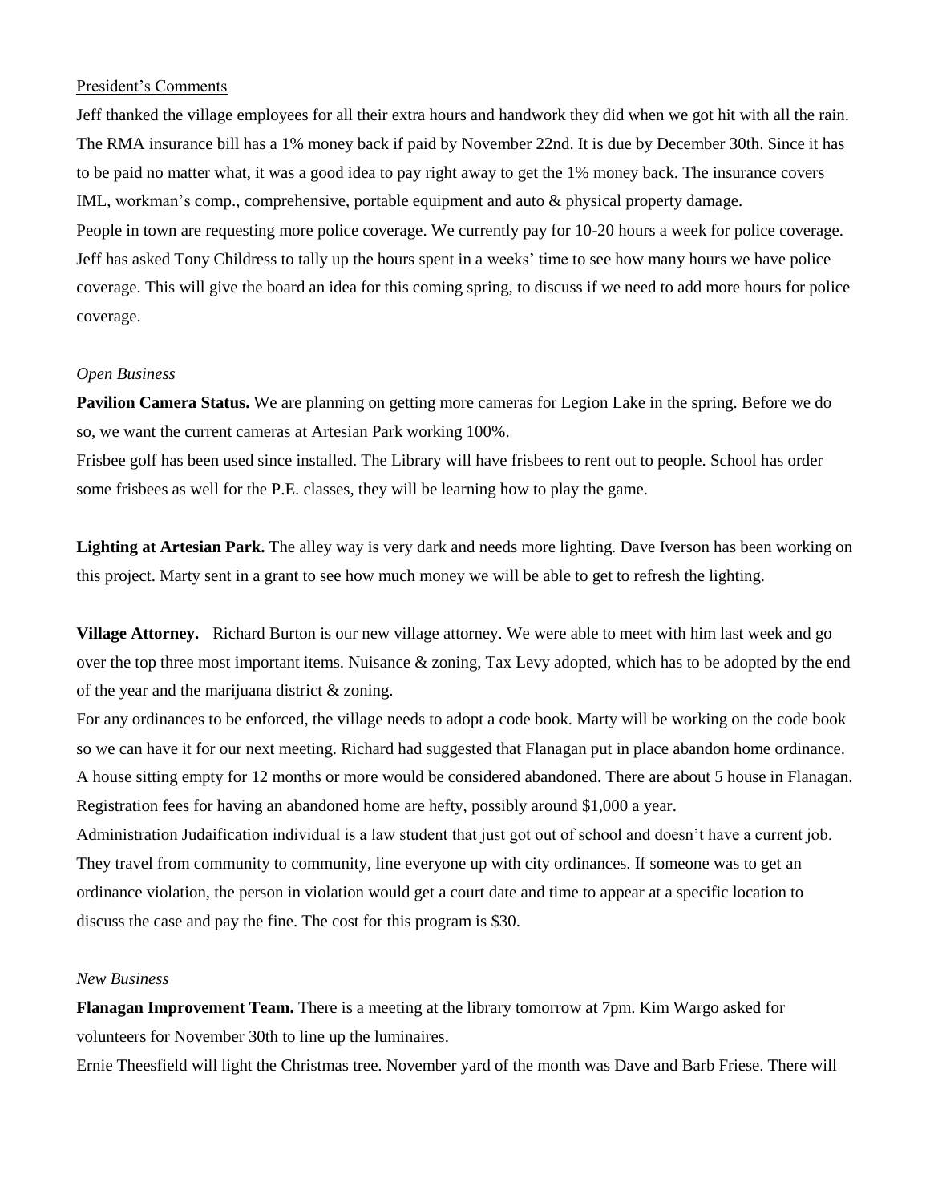President's Comments

Jeff thanked the village employees for all their extra hours and handwork they did when we got hit with all the rain. The RMA insurance bill has a 1% money back if paid by November 22nd. It is due by December 30th. Since it has to be paid no matter what, it was a good idea to pay right away to get the 1% money back. The insurance covers IML, workman's comp., comprehensive, portable equipment and auto & physical property damage.

People in town are requesting more police coverage. We currently pay for 10-20 hours a week for police coverage. Jeff has asked Tony Childress to tally up the hours spent in a weeks' time to see how many hours we have police coverage. This will give the board an idea for this coming spring, to discuss if we need to add more hours for police coverage.

*Open Business*

**Pavilion Camera Status.** We are planning on getting more cameras for Legion Lake in the spring. Before we do so, we want the current cameras at Artesian Park working 100%.

Frisbee golf has been used since installed. The Library will have frisbees to rent out to people. School has order some frisbees as well for the P.E. classes, they will be learning how to play the game.

**Lighting at Artesian Park.** The alley way is very dark and needs more lighting. Dave Iverson has been working on this project. Marty sent in a grant to see how much money we will be able to get to refresh the lighting.

**Village Attorney.** Richard Burton is our new village attorney. We were able to meet with him last week and go over the top three most important items. Nuisance & zoning, Tax Levy adopted, which has to be adopted by the end of the year and the marijuana district & zoning.

For any ordinances to be enforced, the village needs to adopt a code book. Marty will be working on the code book so we can have it for our next meeting. Richard had suggested that Flanagan put in place abandon home ordinance. A house sitting empty for 12 months or more would be considered abandoned. There are about 5 house in Flanagan. Registration fees for having an abandoned home are hefty, possibly around $1,000 a year.

Administration Judaification individual is a law student that just got out of school and doesn't have a current job. They travel from community to community, line everyone up with city ordinances. If someone was to get an ordinance violation, the person in violation would get a court date and time to appear at a specific location to discuss the case and pay the fine. The cost for this program is $30.

*New Business*

**Flanagan Improvement Team.** There is a meeting at the library tomorrow at 7pm. Kim Wargo asked for volunteers for November 30th to line up the luminaires.

Ernie Theesfield will light the Christmas tree. November yard of the month was Dave and Barb Friese. There will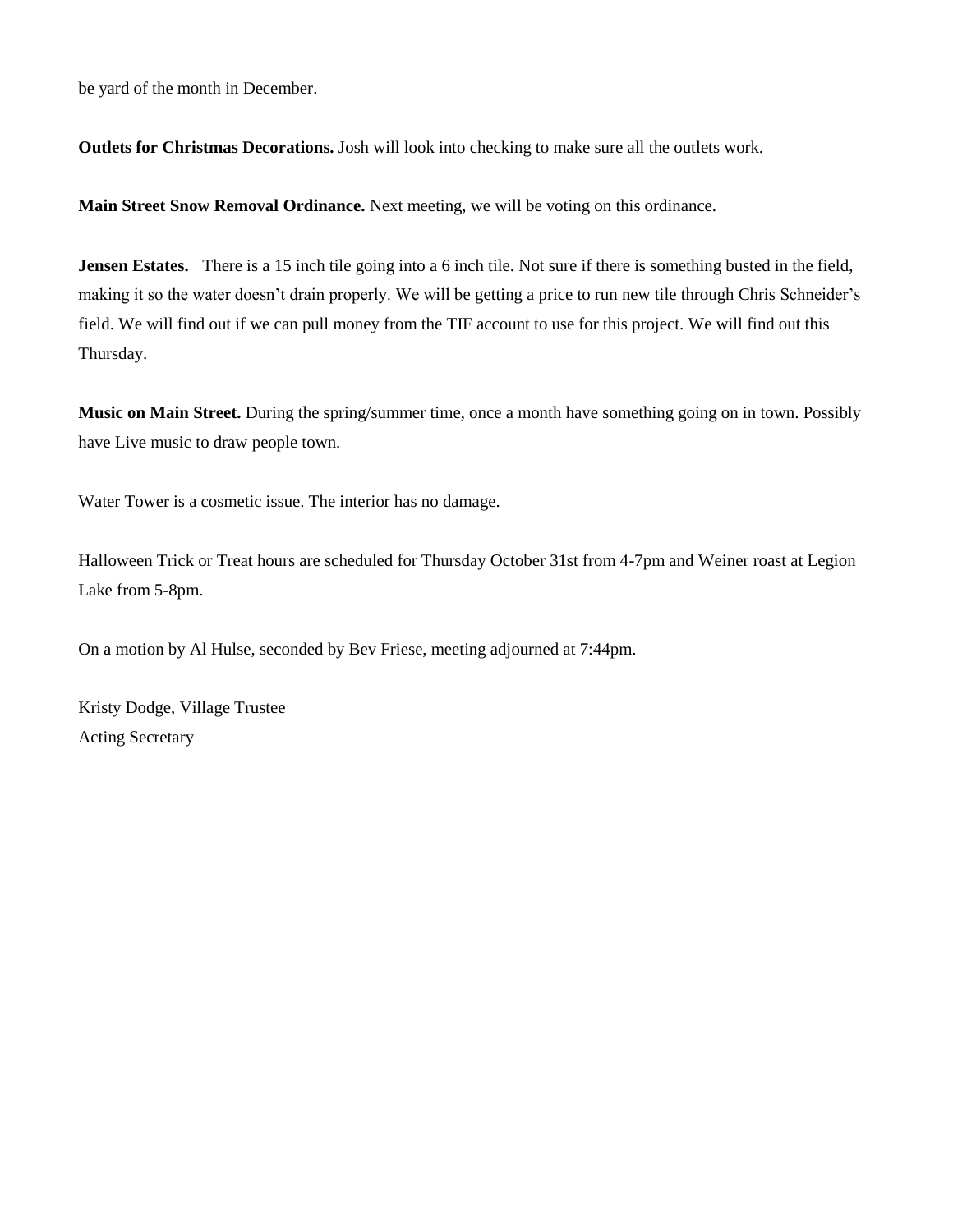be yard of the month in December.

**Outlets for Christmas Decorations.** Josh will look into checking to make sure all the outlets work.

**Main Street Snow Removal Ordinance.** Next meeting, we will be voting on this ordinance.

**Jensen Estates.** There is a 15 inch tile going into a 6 inch tile. Not sure if there is something busted in the field, making it so the water doesn't drain properly. We will be getting a price to run new tile through Chris Schneider's field. We will find out if we can pull money from the TIF account to use for this project. We will find out this Thursday.

**Music on Main Street.** During the spring/summer time, once a month have something going on in town. Possibly have Live music to draw people town.

Water Tower is a cosmetic issue. The interior has no damage.

Halloween Trick or Treat hours are scheduled for Thursday October 31st from 4-7pm and Weiner roast at Legion Lake from 5-8pm.

On a motion by Al Hulse, seconded by Bev Friese, meeting adjourned at 7:44pm.

Kristy Dodge, Village Trustee
Acting Secretary